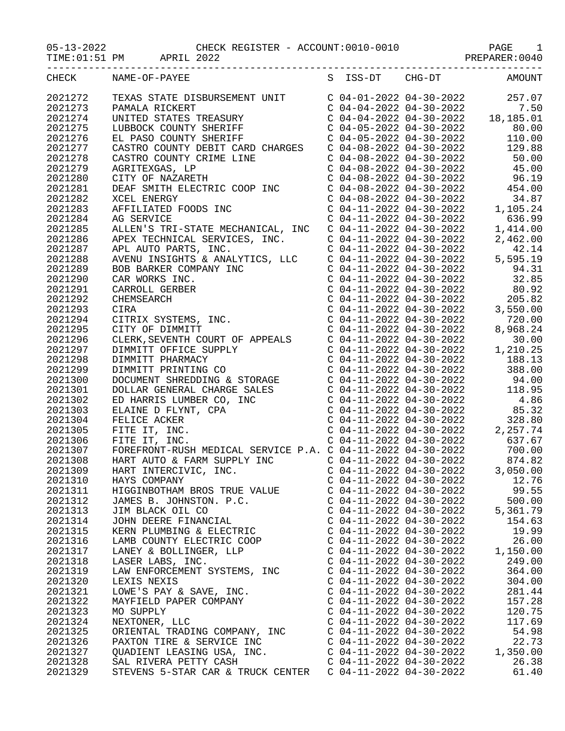05-13-2022 CHECK REGISTER - ACCOUNT:0010-0010 PAGE 1

TIME:01:51 PM APRIL 2022 PREPARER:0040

| CHECK | NAME-OF-PAYEE | S | ISS-DT | CHG-DT | AMOUNT |
|---|---|---|---|---|---|
| 2021272 | TEXAS STATE DISBURSEMENT UNIT | C | 04-01-2022 | 04-30-2022 | 257.07 |
| 2021273 | PAMALA RICKERT | C | 04-04-2022 | 04-30-2022 | 7.50 |
| 2021274 | UNITED STATES TREASURY | C | 04-04-2022 | 04-30-2022 | 18,185.01 |
| 2021275 | LUBBOCK COUNTY SHERIFF | C | 04-05-2022 | 04-30-2022 | 80.00 |
| 2021276 | EL PASO COUNTY SHERIFF | C | 04-05-2022 | 04-30-2022 | 110.00 |
| 2021277 | CASTRO COUNTY DEBIT CARD CHARGES | C | 04-08-2022 | 04-30-2022 | 129.88 |
| 2021278 | CASTRO COUNTY CRIME LINE | C | 04-08-2022 | 04-30-2022 | 50.00 |
| 2021279 | AGRITEXGAS, LP | C | 04-08-2022 | 04-30-2022 | 45.00 |
| 2021280 | CITY OF NAZARETH | C | 04-08-2022 | 04-30-2022 | 96.19 |
| 2021281 | DEAF SMITH ELECTRIC COOP INC | C | 04-08-2022 | 04-30-2022 | 454.00 |
| 2021282 | XCEL ENERGY | C | 04-08-2022 | 04-30-2022 | 34.87 |
| 2021283 | AFFILIATED FOODS INC | C | 04-11-2022 | 04-30-2022 | 1,105.24 |
| 2021284 | AG SERVICE | C | 04-11-2022 | 04-30-2022 | 636.99 |
| 2021285 | ALLEN'S TRI-STATE MECHANICAL, INC | C | 04-11-2022 | 04-30-2022 | 1,414.00 |
| 2021286 | APEX TECHNICAL SERVICES, INC. | C | 04-11-2022 | 04-30-2022 | 2,462.00 |
| 2021287 | APL AUTO PARTS, INC. | C | 04-11-2022 | 04-30-2022 | 42.14 |
| 2021288 | AVENU INSIGHTS & ANALYTICS, LLC | C | 04-11-2022 | 04-30-2022 | 5,595.19 |
| 2021289 | BOB BARKER COMPANY INC | C | 04-11-2022 | 04-30-2022 | 94.31 |
| 2021290 | CAR WORKS INC. | C | 04-11-2022 | 04-30-2022 | 32.85 |
| 2021291 | CARROLL GERBER | C | 04-11-2022 | 04-30-2022 | 80.92 |
| 2021292 | CHEMSEARCH | C | 04-11-2022 | 04-30-2022 | 205.82 |
| 2021293 | CIRA | C | 04-11-2022 | 04-30-2022 | 3,550.00 |
| 2021294 | CITRIX SYSTEMS, INC. | C | 04-11-2022 | 04-30-2022 | 720.00 |
| 2021295 | CITY OF DIMMITT | C | 04-11-2022 | 04-30-2022 | 8,968.24 |
| 2021296 | CLERK,SEVENTH COURT OF APPEALS | C | 04-11-2022 | 04-30-2022 | 30.00 |
| 2021297 | DIMMITT OFFICE SUPPLY | C | 04-11-2022 | 04-30-2022 | 1,210.25 |
| 2021298 | DIMMITT PHARMACY | C | 04-11-2022 | 04-30-2022 | 188.13 |
| 2021299 | DIMMITT PRINTING CO | C | 04-11-2022 | 04-30-2022 | 388.00 |
| 2021300 | DOCUMENT SHREDDING & STORAGE | C | 04-11-2022 | 04-30-2022 | 94.00 |
| 2021301 | DOLLAR GENERAL CHARGE SALES | C | 04-11-2022 | 04-30-2022 | 118.95 |
| 2021302 | ED HARRIS LUMBER CO, INC | C | 04-11-2022 | 04-30-2022 | 4.86 |
| 2021303 | ELAINE D FLYNT, CPA | C | 04-11-2022 | 04-30-2022 | 85.32 |
| 2021304 | FELICE ACKER | C | 04-11-2022 | 04-30-2022 | 328.80 |
| 2021305 | FITE IT, INC. | C | 04-11-2022 | 04-30-2022 | 2,257.74 |
| 2021306 | FITE IT, INC. | C | 04-11-2022 | 04-30-2022 | 637.67 |
| 2021307 | FOREFRONT-RUSH MEDICAL SERVICE P.A. | C | 04-11-2022 | 04-30-2022 | 700.00 |
| 2021308 | HART AUTO & FARM SUPPLY INC | C | 04-11-2022 | 04-30-2022 | 874.82 |
| 2021309 | HART INTERCIVIC, INC. | C | 04-11-2022 | 04-30-2022 | 3,050.00 |
| 2021310 | HAYS COMPANY | C | 04-11-2022 | 04-30-2022 | 12.76 |
| 2021311 | HIGGINBOTHAM BROS TRUE VALUE | C | 04-11-2022 | 04-30-2022 | 99.55 |
| 2021312 | JAMES B. JOHNSTON. P.C. | C | 04-11-2022 | 04-30-2022 | 500.00 |
| 2021313 | JIM BLACK OIL CO | C | 04-11-2022 | 04-30-2022 | 5,361.79 |
| 2021314 | JOHN DEERE FINANCIAL | C | 04-11-2022 | 04-30-2022 | 154.63 |
| 2021315 | KERN PLUMBING & ELECTRIC | C | 04-11-2022 | 04-30-2022 | 19.99 |
| 2021316 | LAMB COUNTY ELECTRIC COOP | C | 04-11-2022 | 04-30-2022 | 26.00 |
| 2021317 | LANEY & BOLLINGER, LLP | C | 04-11-2022 | 04-30-2022 | 1,150.00 |
| 2021318 | LASER LABS, INC. | C | 04-11-2022 | 04-30-2022 | 249.00 |
| 2021319 | LAW ENFORCEMENT SYSTEMS, INC | C | 04-11-2022 | 04-30-2022 | 364.00 |
| 2021320 | LEXIS NEXIS | C | 04-11-2022 | 04-30-2022 | 304.00 |
| 2021321 | LOWE'S PAY & SAVE, INC. | C | 04-11-2022 | 04-30-2022 | 281.44 |
| 2021322 | MAYFIELD PAPER COMPANY | C | 04-11-2022 | 04-30-2022 | 157.28 |
| 2021323 | MO SUPPLY | C | 04-11-2022 | 04-30-2022 | 120.75 |
| 2021324 | NEXTONER, LLC | C | 04-11-2022 | 04-30-2022 | 117.69 |
| 2021325 | ORIENTAL TRADING COMPANY, INC | C | 04-11-2022 | 04-30-2022 | 54.98 |
| 2021326 | PAXTON TIRE & SERVICE INC | C | 04-11-2022 | 04-30-2022 | 22.73 |
| 2021327 | QUADIENT LEASING USA, INC. | C | 04-11-2022 | 04-30-2022 | 1,350.00 |
| 2021328 | SAL RIVERA PETTY CASH | C | 04-11-2022 | 04-30-2022 | 26.38 |
| 2021329 | STEVENS 5-STAR CAR & TRUCK CENTER | C | 04-11-2022 | 04-30-2022 | 61.40 |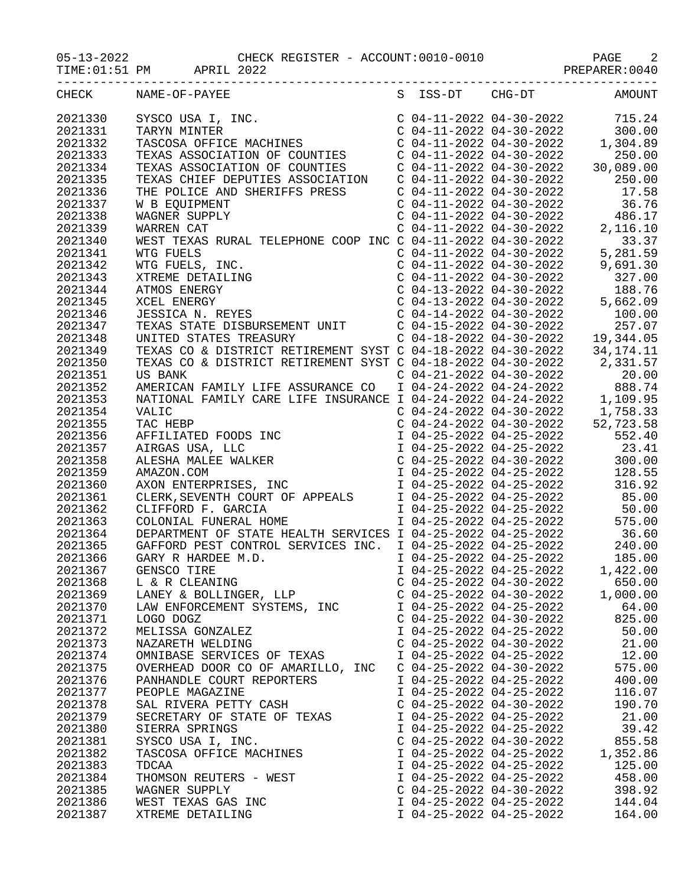CHECK REGISTER - ACCOUNT:0010-0010

APRIL 2022

PREPARER:0040

| CHECK | NAME-OF-PAYEE | S | ISS-DT | CHG-DT | AMOUNT |
|---|---|---|---|---|---|
| 2021330 | SYSCO USA I, INC. | C | 04-11-2022 | 04-30-2022 | 715.24 |
| 2021331 | TARYN MINTER | C | 04-11-2022 | 04-30-2022 | 300.00 |
| 2021332 | TASCOSA OFFICE MACHINES | C | 04-11-2022 | 04-30-2022 | 1,304.89 |
| 2021333 | TEXAS ASSOCIATION OF COUNTIES | C | 04-11-2022 | 04-30-2022 | 250.00 |
| 2021334 | TEXAS ASSOCIATION OF COUNTIES | C | 04-11-2022 | 04-30-2022 | 30,089.00 |
| 2021335 | TEXAS CHIEF DEPUTIES ASSOCIATION | C | 04-11-2022 | 04-30-2022 | 250.00 |
| 2021336 | THE POLICE AND SHERIFFS PRESS | C | 04-11-2022 | 04-30-2022 | 17.58 |
| 2021337 | W B EQUIPMENT | C | 04-11-2022 | 04-30-2022 | 36.76 |
| 2021338 | WAGNER SUPPLY | C | 04-11-2022 | 04-30-2022 | 486.17 |
| 2021339 | WARREN CAT | C | 04-11-2022 | 04-30-2022 | 2,116.10 |
| 2021340 | WEST TEXAS RURAL TELEPHONE COOP INC | C | 04-11-2022 | 04-30-2022 | 33.37 |
| 2021341 | WTG FUELS | C | 04-11-2022 | 04-30-2022 | 5,281.59 |
| 2021342 | WTG FUELS, INC. | C | 04-11-2022 | 04-30-2022 | 9,691.30 |
| 2021343 | XTREME DETAILING | C | 04-11-2022 | 04-30-2022 | 327.00 |
| 2021344 | ATMOS ENERGY | C | 04-13-2022 | 04-30-2022 | 188.76 |
| 2021345 | XCEL ENERGY | C | 04-13-2022 | 04-30-2022 | 5,662.09 |
| 2021346 | JESSICA N. REYES | C | 04-14-2022 | 04-30-2022 | 100.00 |
| 2021347 | TEXAS STATE DISBURSEMENT UNIT | C | 04-15-2022 | 04-30-2022 | 257.07 |
| 2021348 | UNITED STATES TREASURY | C | 04-18-2022 | 04-30-2022 | 19,344.05 |
| 2021349 | TEXAS CO & DISTRICT RETIREMENT SYST | C | 04-18-2022 | 04-30-2022 | 34,174.11 |
| 2021350 | TEXAS CO & DISTRICT RETIREMENT SYST | C | 04-18-2022 | 04-30-2022 | 2,331.57 |
| 2021351 | US BANK | C | 04-21-2022 | 04-30-2022 | 20.00 |
| 2021352 | AMERICAN FAMILY LIFE ASSURANCE CO | I | 04-24-2022 | 04-24-2022 | 888.74 |
| 2021353 | NATIONAL FAMILY CARE LIFE INSURANCE | I | 04-24-2022 | 04-24-2022 | 1,109.95 |
| 2021354 | VALIC | C | 04-24-2022 | 04-30-2022 | 1,758.33 |
| 2021355 | TAC HEBP | C | 04-24-2022 | 04-30-2022 | 52,723.58 |
| 2021356 | AFFILIATED FOODS INC | I | 04-25-2022 | 04-25-2022 | 552.40 |
| 2021357 | AIRGAS USA, LLC | I | 04-25-2022 | 04-25-2022 | 23.41 |
| 2021358 | ALESHA MALEE WALKER | C | 04-25-2022 | 04-30-2022 | 300.00 |
| 2021359 | AMAZON.COM | I | 04-25-2022 | 04-25-2022 | 128.55 |
| 2021360 | AXON ENTERPRISES, INC | I | 04-25-2022 | 04-25-2022 | 316.92 |
| 2021361 | CLERK,SEVENTH COURT OF APPEALS | I | 04-25-2022 | 04-25-2022 | 85.00 |
| 2021362 | CLIFFORD F. GARCIA | I | 04-25-2022 | 04-25-2022 | 50.00 |
| 2021363 | COLONIAL FUNERAL HOME | I | 04-25-2022 | 04-25-2022 | 575.00 |
| 2021364 | DEPARTMENT OF STATE HEALTH SERVICES | I | 04-25-2022 | 04-25-2022 | 36.60 |
| 2021365 | GAFFORD PEST CONTROL SERVICES INC. | I | 04-25-2022 | 04-25-2022 | 240.00 |
| 2021366 | GARY R HARDEE M.D. | I | 04-25-2022 | 04-25-2022 | 185.00 |
| 2021367 | GENSCO TIRE | I | 04-25-2022 | 04-25-2022 | 1,422.00 |
| 2021368 | L & R CLEANING | C | 04-25-2022 | 04-30-2022 | 650.00 |
| 2021369 | LANEY & BOLLINGER, LLP | C | 04-25-2022 | 04-30-2022 | 1,000.00 |
| 2021370 | LAW ENFORCEMENT SYSTEMS, INC | I | 04-25-2022 | 04-25-2022 | 64.00 |
| 2021371 | LOGO DOGZ | C | 04-25-2022 | 04-30-2022 | 825.00 |
| 2021372 | MELISSA GONZALEZ | I | 04-25-2022 | 04-25-2022 | 50.00 |
| 2021373 | NAZARETH WELDING | C | 04-25-2022 | 04-30-2022 | 21.00 |
| 2021374 | OMNIBASE SERVICES OF TEXAS | I | 04-25-2022 | 04-25-2022 | 12.00 |
| 2021375 | OVERHEAD DOOR CO OF AMARILLO, INC | C | 04-25-2022 | 04-30-2022 | 575.00 |
| 2021376 | PANHANDLE COURT REPORTERS | I | 04-25-2022 | 04-25-2022 | 400.00 |
| 2021377 | PEOPLE MAGAZINE | I | 04-25-2022 | 04-25-2022 | 116.07 |
| 2021378 | SAL RIVERA PETTY CASH | C | 04-25-2022 | 04-30-2022 | 190.70 |
| 2021379 | SECRETARY OF STATE OF TEXAS | I | 04-25-2022 | 04-25-2022 | 21.00 |
| 2021380 | SIERRA SPRINGS | I | 04-25-2022 | 04-25-2022 | 39.42 |
| 2021381 | SYSCO USA I, INC. | C | 04-25-2022 | 04-30-2022 | 855.58 |
| 2021382 | TASCOSA OFFICE MACHINES | I | 04-25-2022 | 04-25-2022 | 1,352.86 |
| 2021383 | TDCAA | I | 04-25-2022 | 04-25-2022 | 125.00 |
| 2021384 | THOMSON REUTERS - WEST | I | 04-25-2022 | 04-25-2022 | 458.00 |
| 2021385 | WAGNER SUPPLY | C | 04-25-2022 | 04-30-2022 | 398.92 |
| 2021386 | WEST TEXAS GAS INC | I | 04-25-2022 | 04-25-2022 | 144.04 |
| 2021387 | XTREME DETAILING | I | 04-25-2022 | 04-25-2022 | 164.00 |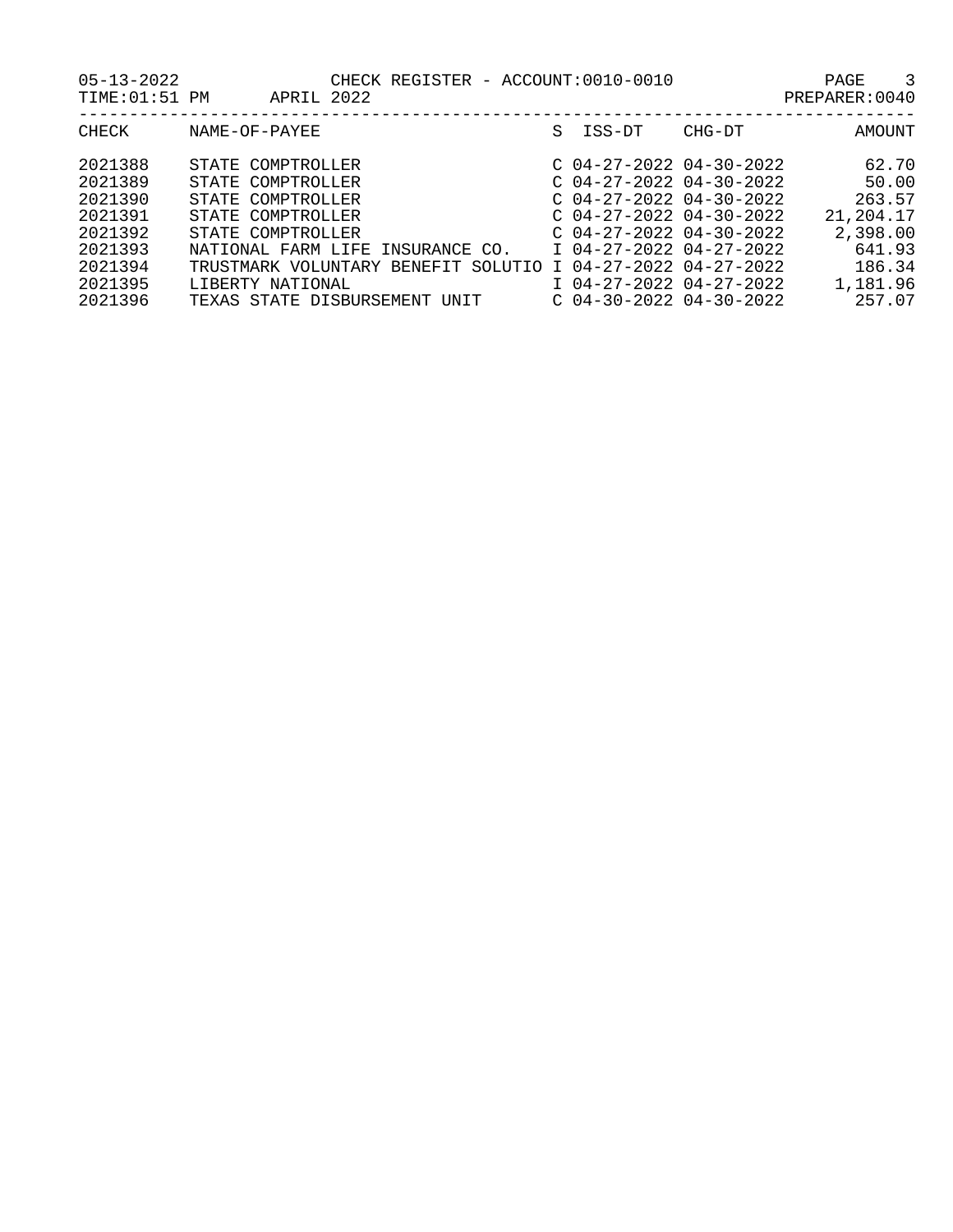05-13-2022 CHECK REGISTER - ACCOUNT:0010-0010

TIME:01:51 PM APRIL 2022 PREPARER:0040

| CHECK | NAME-OF-PAYEE | S | ISS-DT | CHG-DT | AMOUNT |
|---|---|---|---|---|---|
| 2021388 | STATE COMPTROLLER | C | 04-27-2022 | 04-30-2022 | 62.70 |
| 2021389 | STATE COMPTROLLER | C | 04-27-2022 | 04-30-2022 | 50.00 |
| 2021390 | STATE COMPTROLLER | C | 04-27-2022 | 04-30-2022 | 263.57 |
| 2021391 | STATE COMPTROLLER | C | 04-27-2022 | 04-30-2022 | 21,204.17 |
| 2021392 | STATE COMPTROLLER | C | 04-27-2022 | 04-30-2022 | 2,398.00 |
| 2021393 | NATIONAL FARM LIFE INSURANCE CO. | I | 04-27-2022 | 04-27-2022 | 641.93 |
| 2021394 | TRUSTMARK VOLUNTARY BENEFIT SOLUTIO | I | 04-27-2022 | 04-27-2022 | 186.34 |
| 2021395 | LIBERTY NATIONAL | I | 04-30-2022 | 04-27-2022 | 1,181.96 |
| 2021396 | TEXAS STATE DISBURSEMENT UNIT | C | 04-30-2022 | 04-30-2022 | 257.07 |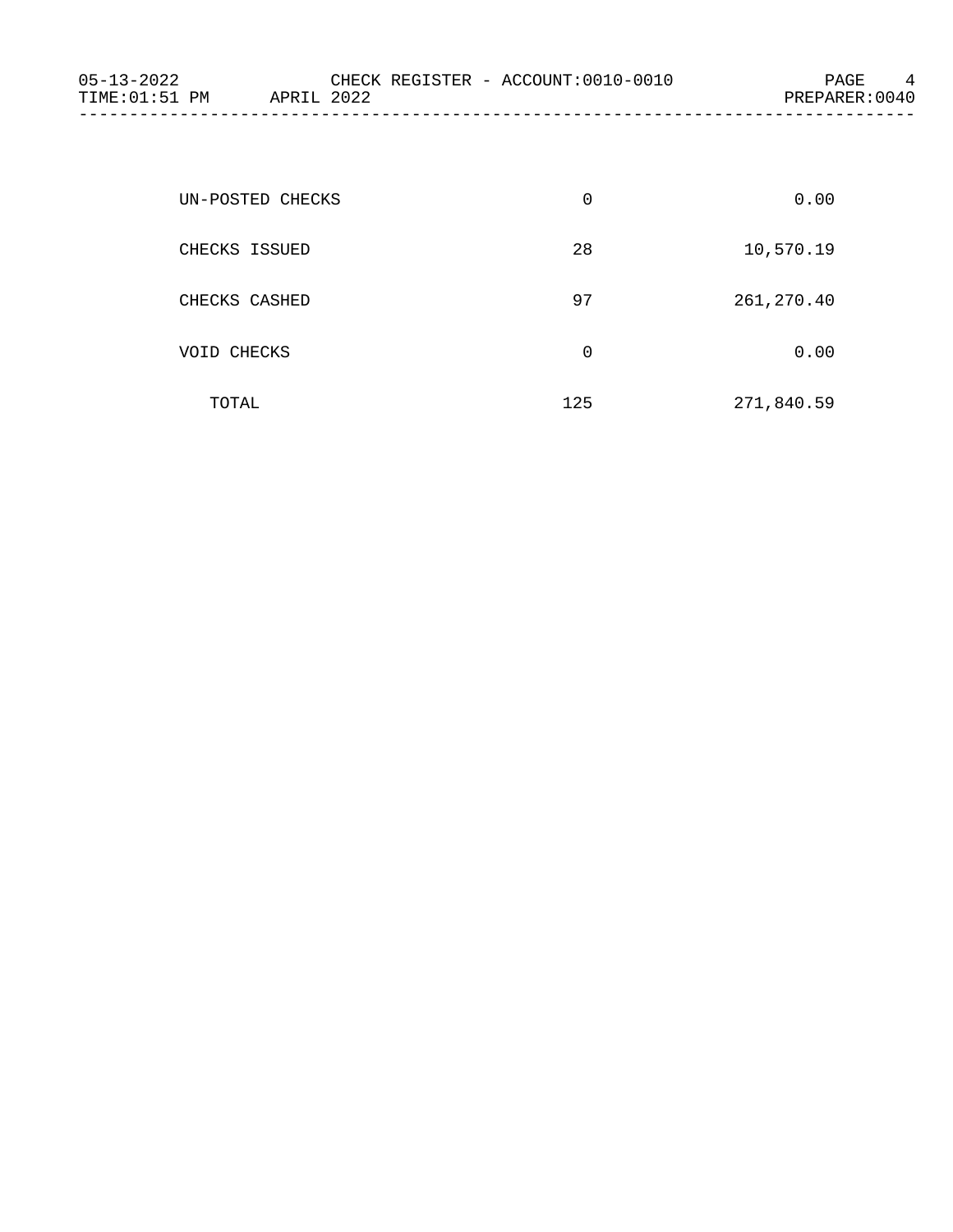| | | |
|---|---|---|
| UN-POSTED CHECKS | 0 | 0.00 |
| CHECKS ISSUED | 28 | 10,570.19 |
| CHECKS CASHED | 97 | 261,270.40 |
| VOID CHECKS | 0 | 0.00 |
| TOTAL | 125 | 271,840.59 |